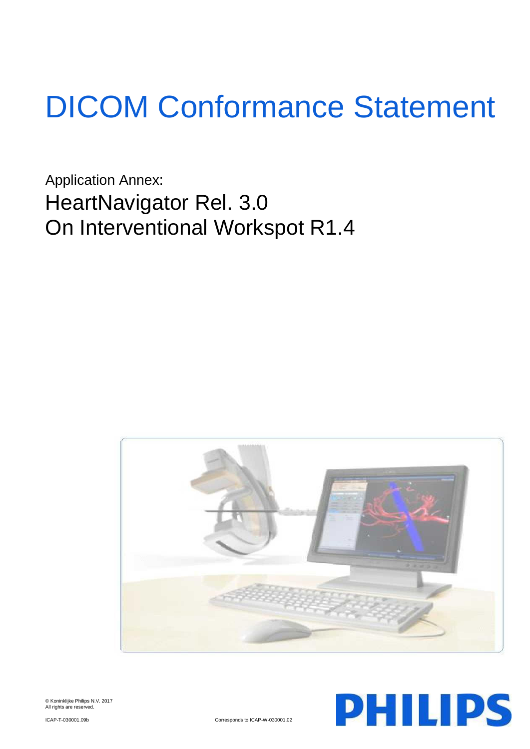# DICOM Conformance Statement

Application Annex:

## HeartNavigator Rel. 3.0
## On Interventional Workspot R1.4

© Koninklijke Philips N.V. 2017
All rights are reserved.

ICAP-T-030001.09b

Corresponds to ICAP-W-030001.02

PHILIPS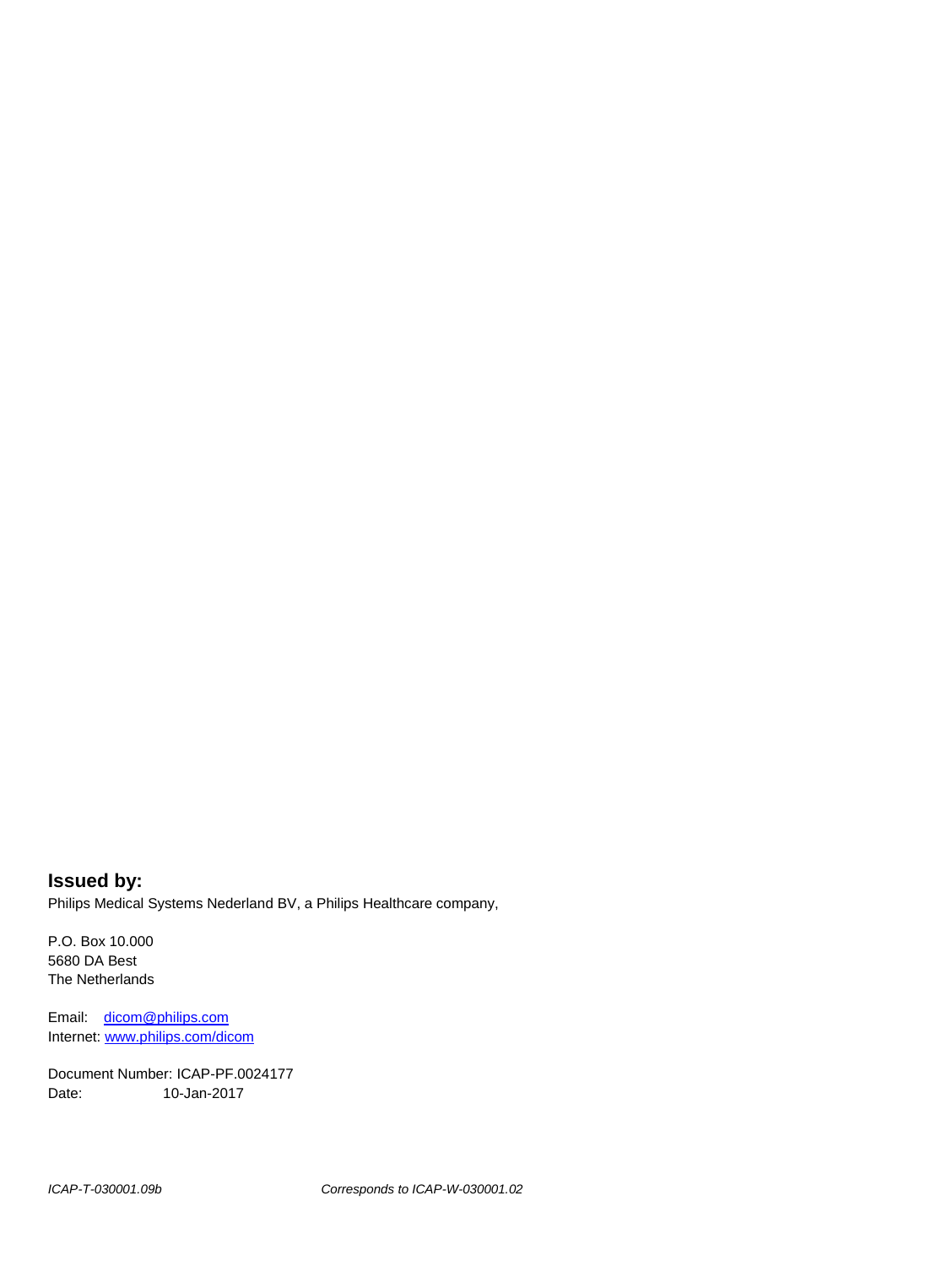**Issued by:**

Philips Medical Systems Nederland BV, a Philips Healthcare company,

P.O. Box 10.000
5680 DA Best
The Netherlands

Email: dicom@philips.com
Internet: www.philips.com/dicom

Document Number: ICAP-PF.0024177
Date: 10-Jan-2017

*ICAP-T-030001.09b* *Corresponds to ICAP-W-030001.02*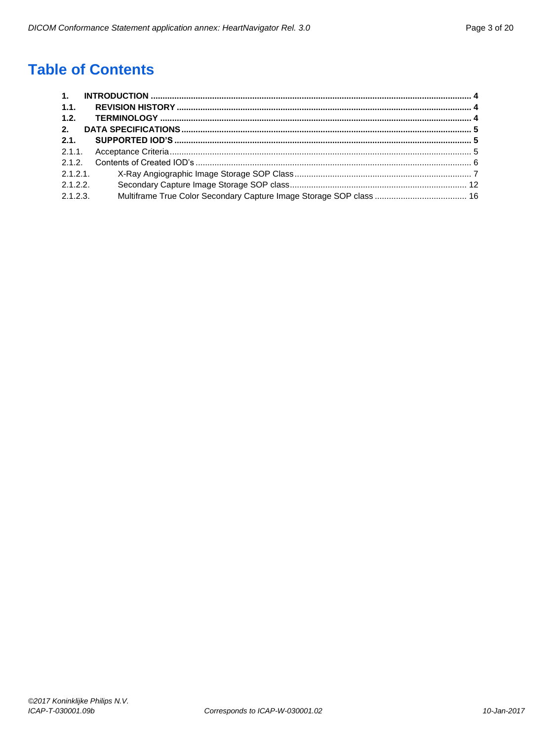# Table of Contents

- **1. INTRODUCTION** ..... **4**
- **1.1. REVISION HISTORY** ..... **4**
- **1.2. TERMINOLOGY** ..... **4**
- **2. DATA SPECIFICATIONS** ..... **5**
- **2.1. SUPPORTED IOD'S** ..... **5**
- 2.1.1. Acceptance Criteria ..... 5
- 2.1.2. Contents of Created IOD's ..... 6
- 2.1.2.1. X-Ray Angiographic Image Storage SOP Class ..... 7
- 2.1.2.2. Secondary Capture Image Storage SOP class ..... 12
- 2.1.2.3. Multiframe True Color Secondary Capture Image Storage SOP class ..... 16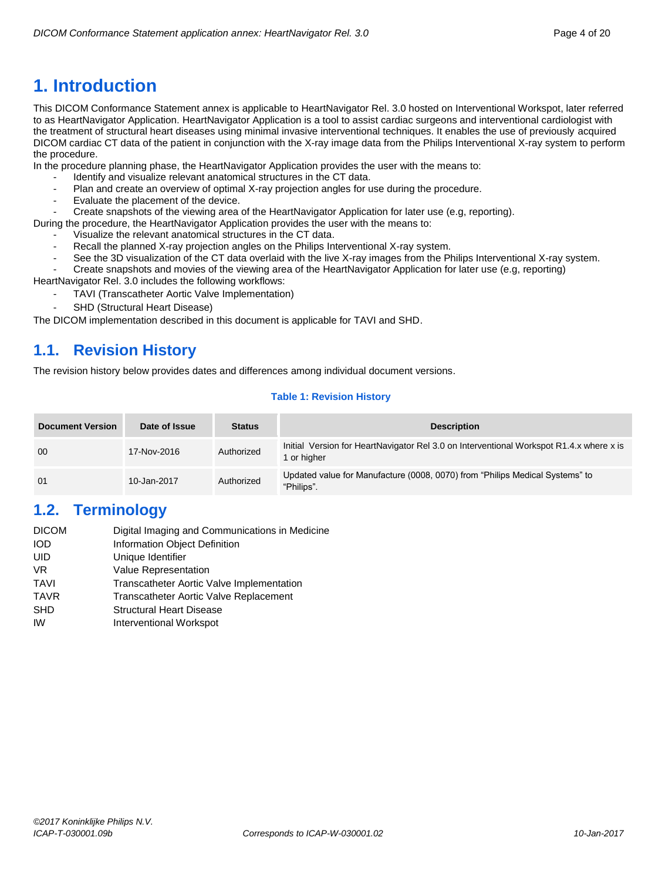# 1. Introduction

This DICOM Conformance Statement annex is applicable to HeartNavigator Rel. 3.0 hosted on Interventional Workspot, later referred to as HeartNavigator Application. HeartNavigator Application is a tool to assist cardiac surgeons and interventional cardiologist with the treatment of structural heart diseases using minimal invasive interventional techniques. It enables the use of previously acquired DICOM cardiac CT data of the patient in conjunction with the X-ray image data from the Philips Interventional X-ray system to perform the procedure.

In the procedure planning phase, the HeartNavigator Application provides the user with the means to:

- Identify and visualize relevant anatomical structures in the CT data.
- Plan and create an overview of optimal X-ray projection angles for use during the procedure.
- Evaluate the placement of the device.
- Create snapshots of the viewing area of the HeartNavigator Application for later use (e.g, reporting).

During the procedure, the HeartNavigator Application provides the user with the means to:

- Visualize the relevant anatomical structures in the CT data.
- Recall the planned X-ray projection angles on the Philips Interventional X-ray system.
- See the 3D visualization of the CT data overlaid with the live X-ray images from the Philips Interventional X-ray system.
- Create snapshots and movies of the viewing area of the HeartNavigator Application for later use (e.g, reporting)

HeartNavigator Rel. 3.0 includes the following workflows:

- TAVI (Transcatheter Aortic Valve Implementation)
- SHD (Structural Heart Disease)

The DICOM implementation described in this document is applicable for TAVI and SHD.

## 1.1. Revision History

The revision history below provides dates and differences among individual document versions.

**Table 1: Revision History**

| Document Version | Date of Issue | Status | Description |
|---|---|---|---|
| 00 | 17-Nov-2016 | Authorized | Initial Version for HeartNavigator Rel 3.0 on Interventional Workspot R1.4.x where x is 1 or higher |
| 01 | 10-Jan-2017 | Authorized | Updated value for Manufacture (0008, 0070) from "Philips Medical Systems" to "Philips". |

## 1.2. Terminology

| | |
|---|---|
| DICOM | Digital Imaging and Communications in Medicine |
| IOD | Information Object Definition |
| UID | Unique Identifier |
| VR | Value Representation |
| TAVI | Transcatheter Aortic Valve Implementation |
| TAVR | Transcatheter Aortic Valve Replacement |
| SHD | Structural Heart Disease |
| IW | Interventional Workspot |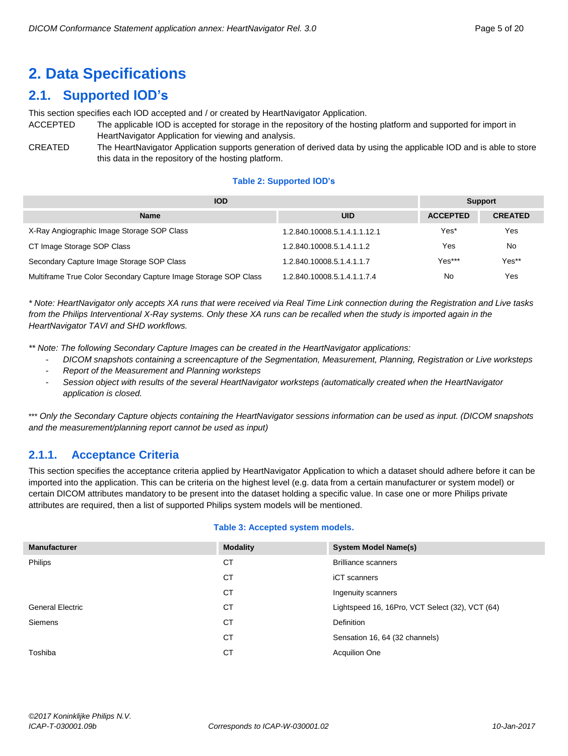# 2. Data Specifications

## 2.1. Supported IOD's

This section specifies each IOD accepted and / or created by HeartNavigator Application.

ACCEPTED — The applicable IOD is accepted for storage in the repository of the hosting platform and supported for import in HeartNavigator Application for viewing and analysis.

CREATED — The HeartNavigator Application supports generation of derived data by using the applicable IOD and is able to store this data in the repository of the hosting platform.

**Table 2: Supported IOD's**

| IOD | | Support | |
|---|---|---|---|
| **Name** | **UID** | **ACCEPTED** | **CREATED** |
| X-Ray Angiographic Image Storage SOP Class | 1.2.840.10008.5.1.4.1.1.12.1 | Yes* | Yes |
| CT Image Storage SOP Class | 1.2.840.10008.5.1.4.1.1.2 | Yes | No |
| Secondary Capture Image Storage SOP Class | 1.2.840.10008.5.1.4.1.1.7 | Yes*** | Yes** |
| Multiframe True Color Secondary Capture Image Storage SOP Class | 1.2.840.10008.5.1.4.1.1.7.4 | No | Yes |

*\* Note: HeartNavigator only accepts XA runs that were received via Real Time Link connection during the Registration and Live tasks from the Philips Interventional X-Ray systems. Only these XA runs can be recalled when the study is imported again in the HeartNavigator TAVI and SHD workflows.*

*\*\* Note: The following Secondary Capture Images can be created in the HeartNavigator applications:*

- *DICOM snapshots containing a screencapture of the Segmentation, Measurement, Planning, Registration or Live worksteps*
- *Report of the Measurement and Planning worksteps*
- *Session object with results of the several HeartNavigator worksteps (automatically created when the HeartNavigator application is closed.*

*\*\*\* Only the Secondary Capture objects containing the HeartNavigator sessions information can be used as input. (DICOM snapshots and the measurement/planning report cannot be used as input)*

### 2.1.1. Acceptance Criteria

This section specifies the acceptance criteria applied by HeartNavigator Application to which a dataset should adhere before it can be imported into the application. This can be criteria on the highest level (e.g. data from a certain manufacturer or system model) or certain DICOM attributes mandatory to be present into the dataset holding a specific value. In case one or more Philips private attributes are required, then a list of supported Philips system models will be mentioned.

**Table 3: Accepted system models.**

| Manufacturer | Modality | System Model Name(s) |
|---|---|---|
| Philips | CT | Brilliance scanners |
| | CT | iCT scanners |
| | CT | Ingenuity scanners |
| General Electric | CT | Lightspeed 16, 16Pro, VCT Select (32), VCT (64) |
| Siemens | CT | Definition |
| | CT | Sensation 16, 64 (32 channels) |
| Toshiba | CT | Acquilion One |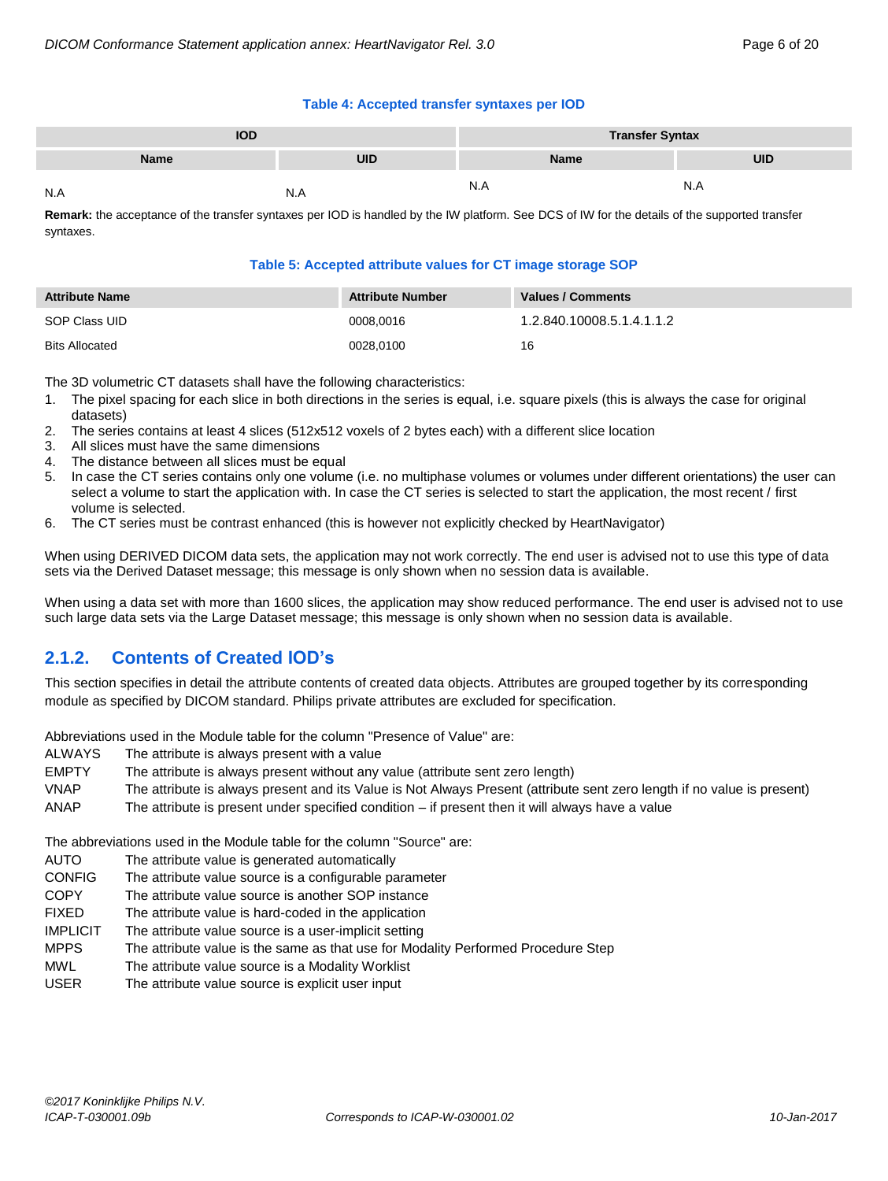**Table 4: Accepted transfer syntaxes per IOD**

| IOD | | Transfer Syntax | |
|---|---|---|---|
| **Name** | **UID** | **Name** | **UID** |
| N.A | N.A | N.A | N.A |

**Remark:** the acceptance of the transfer syntaxes per IOD is handled by the IW platform. See DCS of IW for the details of the supported transfer syntaxes.

**Table 5: Accepted attribute values for CT image storage SOP**

| Attribute Name | Attribute Number | Values / Comments |
|---|---|---|
| SOP Class UID | 0008,0016 | 1.2.840.10008.5.1.4.1.1.2 |
| Bits Allocated | 0028,0100 | 16 |

The 3D volumetric CT datasets shall have the following characteristics:

1. The pixel spacing for each slice in both directions in the series is equal, i.e. square pixels (this is always the case for original datasets)
2. The series contains at least 4 slices (512x512 voxels of 2 bytes each) with a different slice location
3. All slices must have the same dimensions
4. The distance between all slices must be equal
5. In case the CT series contains only one volume (i.e. no multiphase volumes or volumes under different orientations) the user can select a volume to start the application with. In case the CT series is selected to start the application, the most recent / first volume is selected.
6. The CT series must be contrast enhanced (this is however not explicitly checked by HeartNavigator)

When using DERIVED DICOM data sets, the application may not work correctly. The end user is advised not to use this type of data sets via the Derived Dataset message; this message is only shown when no session data is available.

When using a data set with more than 1600 slices, the application may show reduced performance. The end user is advised not to use such large data sets via the Large Dataset message; this message is only shown when no session data is available.

## 2.1.2. Contents of Created IOD's

This section specifies in detail the attribute contents of created data objects. Attributes are grouped together by its corresponding module as specified by DICOM standard. Philips private attributes are excluded for specification.

Abbreviations used in the Module table for the column "Presence of Value" are:

- ALWAYS The attribute is always present with a value
- EMPTY The attribute is always present without any value (attribute sent zero length)
- VNAP The attribute is always present and its Value is Not Always Present (attribute sent zero length if no value is present)
- ANAP The attribute is present under specified condition – if present then it will always have a value

The abbreviations used in the Module table for the column "Source" are:

- AUTO The attribute value is generated automatically
- CONFIG The attribute value source is a configurable parameter
- COPY The attribute value source is another SOP instance
- FIXED The attribute value is hard-coded in the application
- IMPLICIT The attribute value source is a user-implicit setting
- MPPS The attribute value is the same as that use for Modality Performed Procedure Step
- MWL The attribute value source is a Modality Worklist
- USER The attribute value source is explicit user input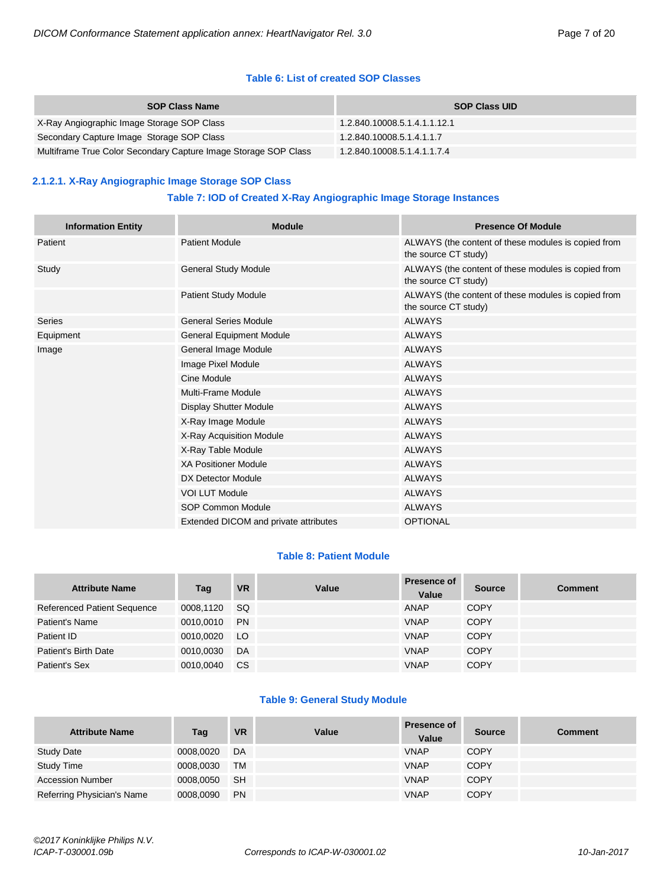**Table 6: List of created SOP Classes**

| SOP Class Name | SOP Class UID |
|---|---|
| X-Ray Angiographic Image Storage SOP Class | 1.2.840.10008.5.1.4.1.1.12.1 |
| Secondary Capture Image Storage SOP Class | 1.2.840.10008.5.1.4.1.1.7 |
| Multiframe True Color Secondary Capture Image Storage SOP Class | 1.2.840.10008.5.1.4.1.1.7.4 |

### 2.1.2.1. X-Ray Angiographic Image Storage SOP Class

**Table 7: IOD of Created X-Ray Angiographic Image Storage Instances**

| Information Entity | Module | Presence Of Module |
|---|---|---|
| Patient | Patient Module | ALWAYS (the content of these modules is copied from the source CT study) |
| Study | General Study Module | ALWAYS (the content of these modules is copied from the source CT study) |
| | Patient Study Module | ALWAYS (the content of these modules is copied from the source CT study) |
| Series | General Series Module | ALWAYS |
| Equipment | General Equipment Module | ALWAYS |
| Image | General Image Module | ALWAYS |
| | Image Pixel Module | ALWAYS |
| | Cine Module | ALWAYS |
| | Multi-Frame Module | ALWAYS |
| | Display Shutter Module | ALWAYS |
| | X-Ray Image Module | ALWAYS |
| | X-Ray Acquisition Module | ALWAYS |
| | X-Ray Table Module | ALWAYS |
| | XA Positioner Module | ALWAYS |
| | DX Detector Module | ALWAYS |
| | VOI LUT Module | ALWAYS |
| | SOP Common Module | ALWAYS |
| | Extended DICOM and private attributes | OPTIONAL |

**Table 8: Patient Module**

| Attribute Name | Tag | VR | Value | Presence of Value | Source | Comment |
|---|---|---|---|---|---|---|
| Referenced Patient Sequence | 0008,1120 | SQ | | ANAP | COPY | |
| Patient's Name | 0010,0010 | PN | | VNAP | COPY | |
| Patient ID | 0010,0020 | LO | | VNAP | COPY | |
| Patient's Birth Date | 0010,0030 | DA | | VNAP | COPY | |
| Patient's Sex | 0010,0040 | CS | | VNAP | COPY | |

**Table 9: General Study Module**

| Attribute Name | Tag | VR | Value | Presence of Value | Source | Comment |
|---|---|---|---|---|---|---|
| Study Date | 0008,0020 | DA | | VNAP | COPY | |
| Study Time | 0008,0030 | TM | | VNAP | COPY | |
| Accession Number | 0008,0050 | SH | | VNAP | COPY | |
| Referring Physician's Name | 0008,0090 | PN | | VNAP | COPY | |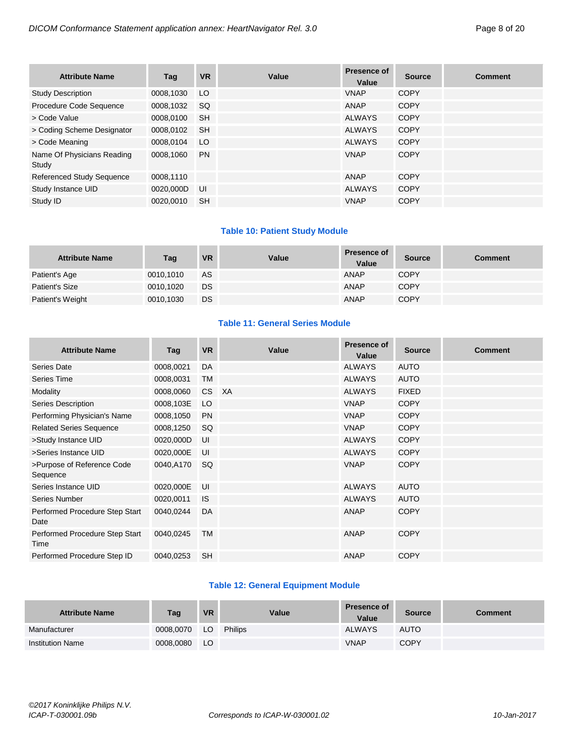| Attribute Name | Tag | VR | Value | Presence of Value | Source | Comment |
|---|---|---|---|---|---|---|
| Study Description | 0008,1030 | LO | | VNAP | COPY | |
| Procedure Code Sequence | 0008,1032 | SQ | | ANAP | COPY | |
| > Code Value | 0008,0100 | SH | | ALWAYS | COPY | |
| > Coding Scheme Designator | 0008,0102 | SH | | ALWAYS | COPY | |
| > Code Meaning | 0008,0104 | LO | | ALWAYS | COPY | |
| Name Of Physicians Reading Study | 0008,1060 | PN | | VNAP | COPY | |
| Referenced Study Sequence | 0008,1110 | | | ANAP | COPY | |
| Study Instance UID | 0020,000D | UI | | ALWAYS | COPY | |
| Study ID | 0020,0010 | SH | | VNAP | COPY | |

**Table 10: Patient Study Module**

| Attribute Name | Tag | VR | Value | Presence of Value | Source | Comment |
|---|---|---|---|---|---|---|
| Patient's Age | 0010,1010 | AS | | ANAP | COPY | |
| Patient's Size | 0010,1020 | DS | | ANAP | COPY | |
| Patient's Weight | 0010,1030 | DS | | ANAP | COPY | |

**Table 11: General Series Module**

| Attribute Name | Tag | VR | Value | Presence of Value | Source | Comment |
|---|---|---|---|---|---|---|
| Series Date | 0008,0021 | DA | | ALWAYS | AUTO | |
| Series Time | 0008,0031 | TM | | ALWAYS | AUTO | |
| Modality | 0008,0060 | CS | XA | ALWAYS | FIXED | |
| Series Description | 0008,103E | LO | | VNAP | COPY | |
| Performing Physician's Name | 0008,1050 | PN | | VNAP | COPY | |
| Related Series Sequence | 0008,1250 | SQ | | VNAP | COPY | |
| >Study Instance UID | 0020,000D | UI | | ALWAYS | COPY | |
| >Series Instance UID | 0020,000E | UI | | ALWAYS | COPY | |
| >Purpose of Reference Code Sequence | 0040,A170 | SQ | | VNAP | COPY | |
| Series Instance UID | 0020,000E | UI | | ALWAYS | AUTO | |
| Series Number | 0020,0011 | IS | | ALWAYS | AUTO | |
| Performed Procedure Step Start Date | 0040,0244 | DA | | ANAP | COPY | |
| Performed Procedure Step Start Time | 0040,0245 | TM | | ANAP | COPY | |
| Performed Procedure Step ID | 0040,0253 | SH | | ANAP | COPY | |

**Table 12: General Equipment Module**

| Attribute Name | Tag | VR | Value | Presence of Value | Source | Comment |
|---|---|---|---|---|---|---|
| Manufacturer | 0008,0070 | LO | Philips | ALWAYS | AUTO | |
| Institution Name | 0008,0080 | LO | | VNAP | COPY | |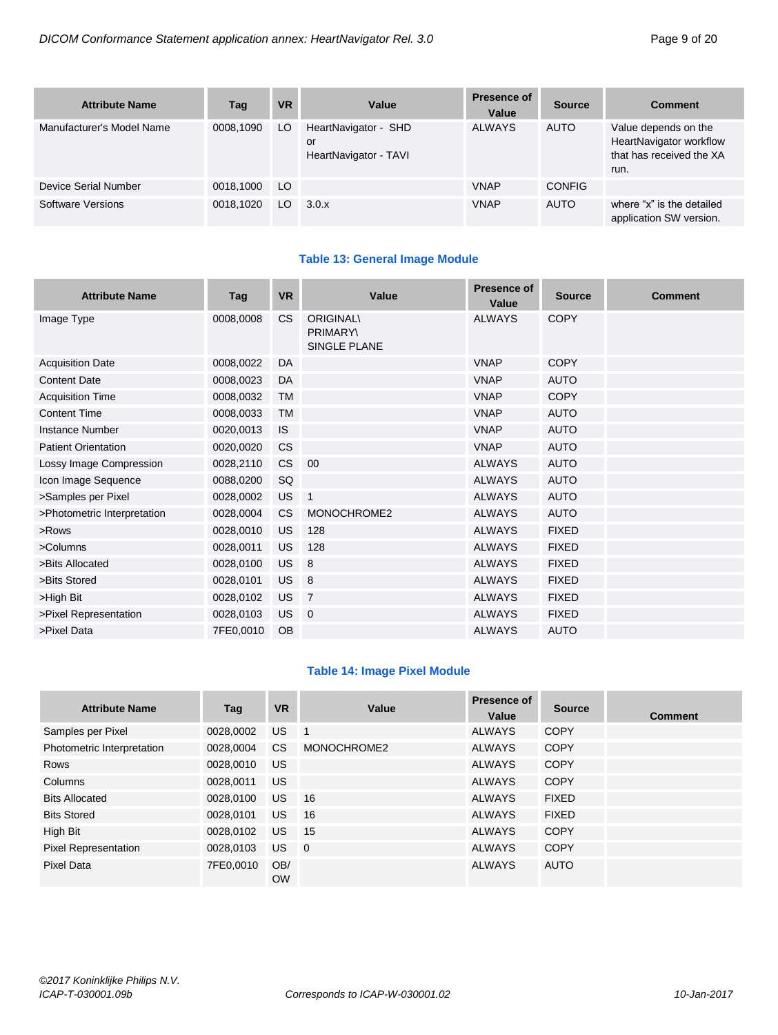| Attribute Name | Tag | VR | Value | Presence of Value | Source | Comment |
|---|---|---|---|---|---|---|
| Manufacturer's Model Name | 0008,1090 | LO | HeartNavigator - SHD or HeartNavigator - TAVI | ALWAYS | AUTO | Value depends on the HeartNavigator workflow that has received the XA run. |
| Device Serial Number | 0018,1000 | LO | | VNAP | CONFIG | |
| Software Versions | 0018,1020 | LO | 3.0.x | VNAP | AUTO | where “x” is the detailed application SW version. |

**Table 13: General Image Module**

| Attribute Name | Tag | VR | Value | Presence of Value | Source | Comment |
|---|---|---|---|---|---|---|
| Image Type | 0008,0008 | CS | ORIGINAL\ PRIMARY\ SINGLE PLANE | ALWAYS | COPY | |
| Acquisition Date | 0008,0022 | DA | | VNAP | COPY | |
| Content Date | 0008,0023 | DA | | VNAP | AUTO | |
| Acquisition Time | 0008,0032 | TM | | VNAP | COPY | |
| Content Time | 0008,0033 | TM | | VNAP | AUTO | |
| Instance Number | 0020,0013 | IS | | VNAP | AUTO | |
| Patient Orientation | 0020,0020 | CS | | VNAP | AUTO | |
| Lossy Image Compression | 0028,2110 | CS | 00 | ALWAYS | AUTO | |
| Icon Image Sequence | 0088,0200 | SQ | | ALWAYS | AUTO | |
| >Samples per Pixel | 0028,0002 | US | 1 | ALWAYS | AUTO | |
| >Photometric Interpretation | 0028,0004 | CS | MONOCHROME2 | ALWAYS | AUTO | |
| >Rows | 0028,0010 | US | 128 | ALWAYS | FIXED | |
| >Columns | 0028,0011 | US | 128 | ALWAYS | FIXED | |
| >Bits Allocated | 0028,0100 | US | 8 | ALWAYS | FIXED | |
| >Bits Stored | 0028,0101 | US | 8 | ALWAYS | FIXED | |
| >High Bit | 0028,0102 | US | 7 | ALWAYS | FIXED | |
| >Pixel Representation | 0028,0103 | US | 0 | ALWAYS | FIXED | |
| >Pixel Data | 7FE0,0010 | OB | | ALWAYS | AUTO | |

**Table 14: Image Pixel Module**

| Attribute Name | Tag | VR | Value | Presence of Value | Source | Comment |
|---|---|---|---|---|---|---|
| Samples per Pixel | 0028,0002 | US | 1 | ALWAYS | COPY | |
| Photometric Interpretation | 0028,0004 | CS | MONOCHROME2 | ALWAYS | COPY | |
| Rows | 0028,0010 | US | | ALWAYS | COPY | |
| Columns | 0028,0011 | US | | ALWAYS | COPY | |
| Bits Allocated | 0028,0100 | US | 16 | ALWAYS | FIXED | |
| Bits Stored | 0028,0101 | US | 16 | ALWAYS | FIXED | |
| High Bit | 0028,0102 | US | 15 | ALWAYS | COPY | |
| Pixel Representation | 0028,0103 | US | 0 | ALWAYS | COPY | |
| Pixel Data | 7FE0,0010 | OB/ OW | | ALWAYS | AUTO | |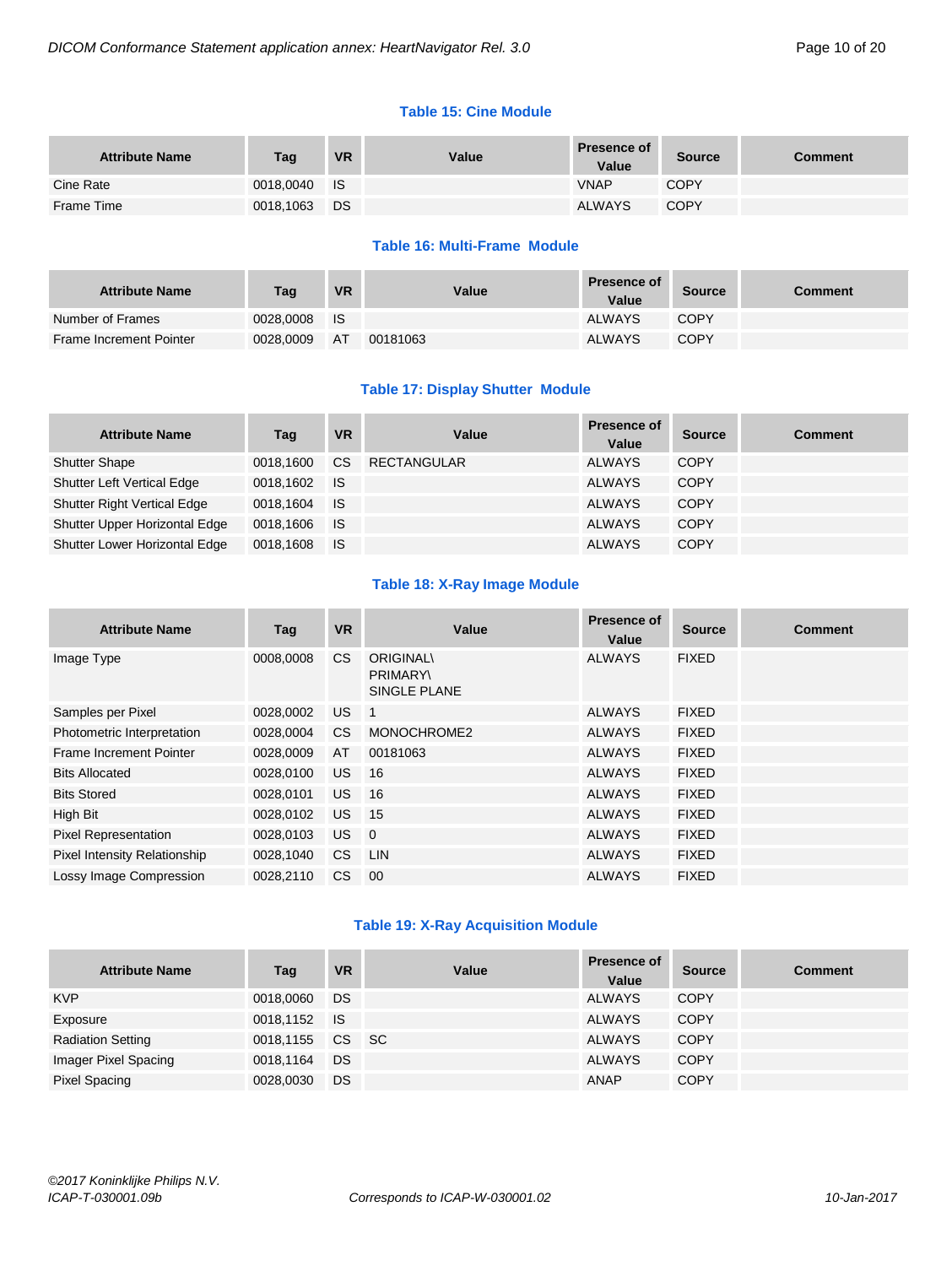**Table 15: Cine Module**

| Attribute Name | Tag | VR | Value | Presence of Value | Source | Comment |
|---|---|---|---|---|---|---|
| Cine Rate | 0018,0040 | IS | | VNAP | COPY | |
| Frame Time | 0018,1063 | DS | | ALWAYS | COPY | |

**Table 16: Multi-Frame Module**

| Attribute Name | Tag | VR | Value | Presence of Value | Source | Comment |
|---|---|---|---|---|---|---|
| Number of Frames | 0028,0008 | IS | | ALWAYS | COPY | |
| Frame Increment Pointer | 0028,0009 | AT | 00181063 | ALWAYS | COPY | |

**Table 17: Display Shutter Module**

| Attribute Name | Tag | VR | Value | Presence of Value | Source | Comment |
|---|---|---|---|---|---|---|
| Shutter Shape | 0018,1600 | CS | RECTANGULAR | ALWAYS | COPY | |
| Shutter Left Vertical Edge | 0018,1602 | IS | | ALWAYS | COPY | |
| Shutter Right Vertical Edge | 0018,1604 | IS | | ALWAYS | COPY | |
| Shutter Upper Horizontal Edge | 0018,1606 | IS | | ALWAYS | COPY | |
| Shutter Lower Horizontal Edge | 0018,1608 | IS | | ALWAYS | COPY | |

**Table 18: X-Ray Image Module**

| Attribute Name | Tag | VR | Value | Presence of Value | Source | Comment |
|---|---|---|---|---|---|---|
| Image Type | 0008,0008 | CS | ORIGINAL\ PRIMARY\ SINGLE PLANE | ALWAYS | FIXED | |
| Samples per Pixel | 0028,0002 | US | 1 | ALWAYS | FIXED | |
| Photometric Interpretation | 0028,0004 | CS | MONOCHROME2 | ALWAYS | FIXED | |
| Frame Increment Pointer | 0028,0009 | AT | 00181063 | ALWAYS | FIXED | |
| Bits Allocated | 0028,0100 | US | 16 | ALWAYS | FIXED | |
| Bits Stored | 0028,0101 | US | 16 | ALWAYS | FIXED | |
| High Bit | 0028,0102 | US | 15 | ALWAYS | FIXED | |
| Pixel Representation | 0028,0103 | US | 0 | ALWAYS | FIXED | |
| Pixel Intensity Relationship | 0028,1040 | CS | LIN | ALWAYS | FIXED | |
| Lossy Image Compression | 0028,2110 | CS | 00 | ALWAYS | FIXED | |

**Table 19: X-Ray Acquisition Module**

| Attribute Name | Tag | VR | Value | Presence of Value | Source | Comment |
|---|---|---|---|---|---|---|
| KVP | 0018,0060 | DS | | ALWAYS | COPY | |
| Exposure | 0018,1152 | IS | | ALWAYS | COPY | |
| Radiation Setting | 0018,1155 | CS | SC | ALWAYS | COPY | |
| Imager Pixel Spacing | 0018,1164 | DS | | ALWAYS | COPY | |
| Pixel Spacing | 0028,0030 | DS | | ANAP | COPY | |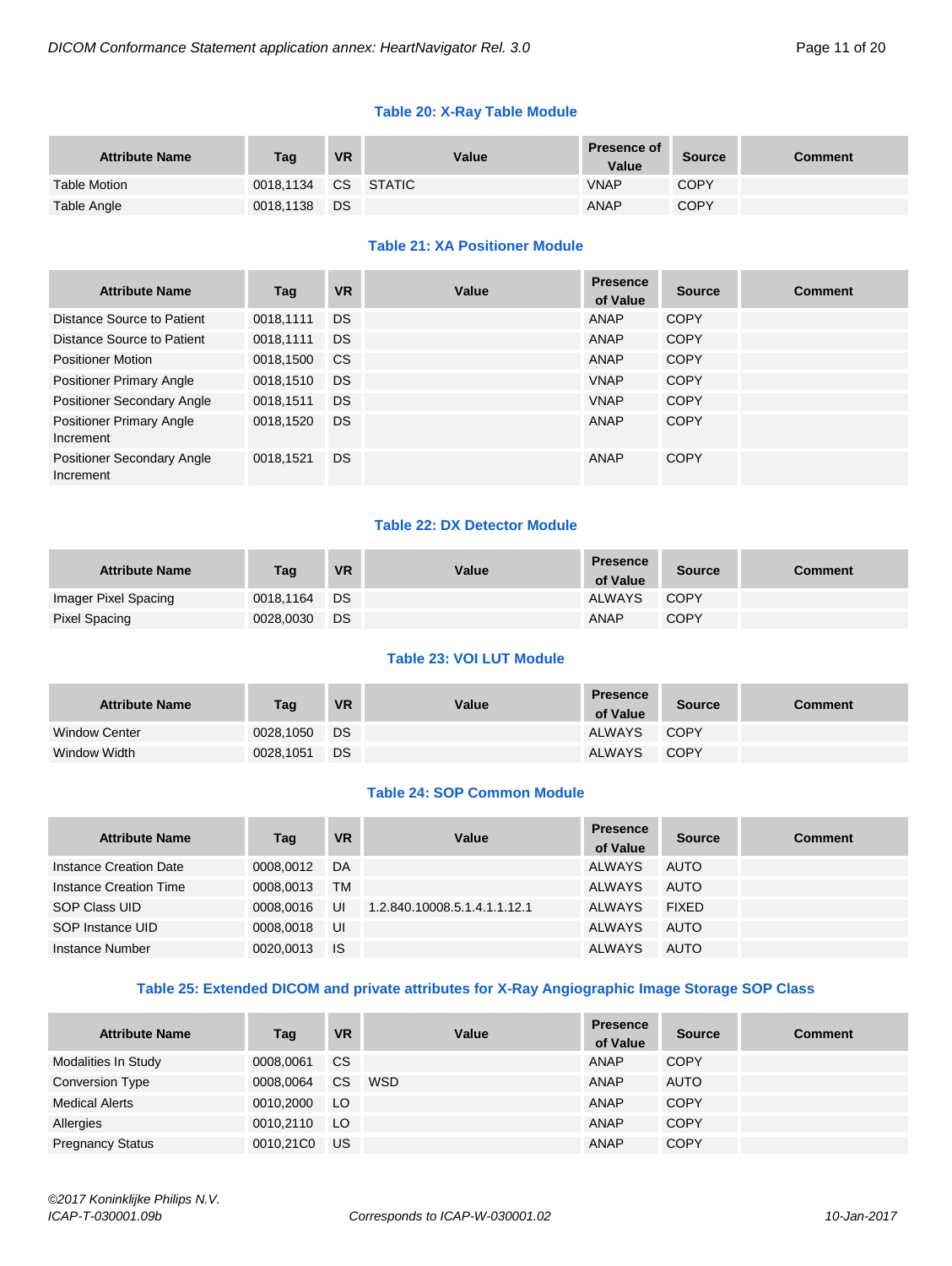### Table 20: X-Ray Table Module

| Attribute Name | Tag | VR | Value | Presence of Value | Source | Comment |
|---|---|---|---|---|---|---|
| Table Motion | 0018,1134 | CS | STATIC | VNAP | COPY | |
| Table Angle | 0018,1138 | DS | | ANAP | COPY | |

### Table 21: XA Positioner Module

| Attribute Name | Tag | VR | Value | Presence of Value | Source | Comment |
|---|---|---|---|---|---|---|
| Distance Source to Patient | 0018,1111 | DS | | ANAP | COPY | |
| Distance Source to Patient | 0018,1111 | DS | | ANAP | COPY | |
| Positioner Motion | 0018,1500 | CS | | ANAP | COPY | |
| Positioner Primary Angle | 0018,1510 | DS | | VNAP | COPY | |
| Positioner Secondary Angle | 0018,1511 | DS | | VNAP | COPY | |
| Positioner Primary Angle Increment | 0018,1520 | DS | | ANAP | COPY | |
| Positioner Secondary Angle Increment | 0018,1521 | DS | | ANAP | COPY | |

### Table 22: DX Detector Module

| Attribute Name | Tag | VR | Value | Presence of Value | Source | Comment |
|---|---|---|---|---|---|---|
| Imager Pixel Spacing | 0018,1164 | DS | | ALWAYS | COPY | |
| Pixel Spacing | 0028,0030 | DS | | ANAP | COPY | |

### Table 23: VOI LUT Module

| Attribute Name | Tag | VR | Value | Presence of Value | Source | Comment |
|---|---|---|---|---|---|---|
| Window Center | 0028,1050 | DS | | ALWAYS | COPY | |
| Window Width | 0028,1051 | DS | | ALWAYS | COPY | |

### Table 24: SOP Common Module

| Attribute Name | Tag | VR | Value | Presence of Value | Source | Comment |
|---|---|---|---|---|---|---|
| Instance Creation Date | 0008,0012 | DA | | ALWAYS | AUTO | |
| Instance Creation Time | 0008,0013 | TM | | ALWAYS | AUTO | |
| SOP Class UID | 0008,0016 | UI | 1.2.840.10008.5.1.4.1.1.12.1 | ALWAYS | FIXED | |
| SOP Instance UID | 0008,0018 | UI | | ALWAYS | AUTO | |
| Instance Number | 0020,0013 | IS | | ALWAYS | AUTO | |

### Table 25: Extended DICOM and private attributes for X-Ray Angiographic Image Storage SOP Class

| Attribute Name | Tag | VR | Value | Presence of Value | Source | Comment |
|---|---|---|---|---|---|---|
| Modalities In Study | 0008,0061 | CS | | ANAP | COPY | |
| Conversion Type | 0008,0064 | CS | WSD | ANAP | AUTO | |
| Medical Alerts | 0010,2000 | LO | | ANAP | COPY | |
| Allergies | 0010,2110 | LO | | ANAP | COPY | |
| Pregnancy Status | 0010,21C0 | US | | ANAP | COPY | |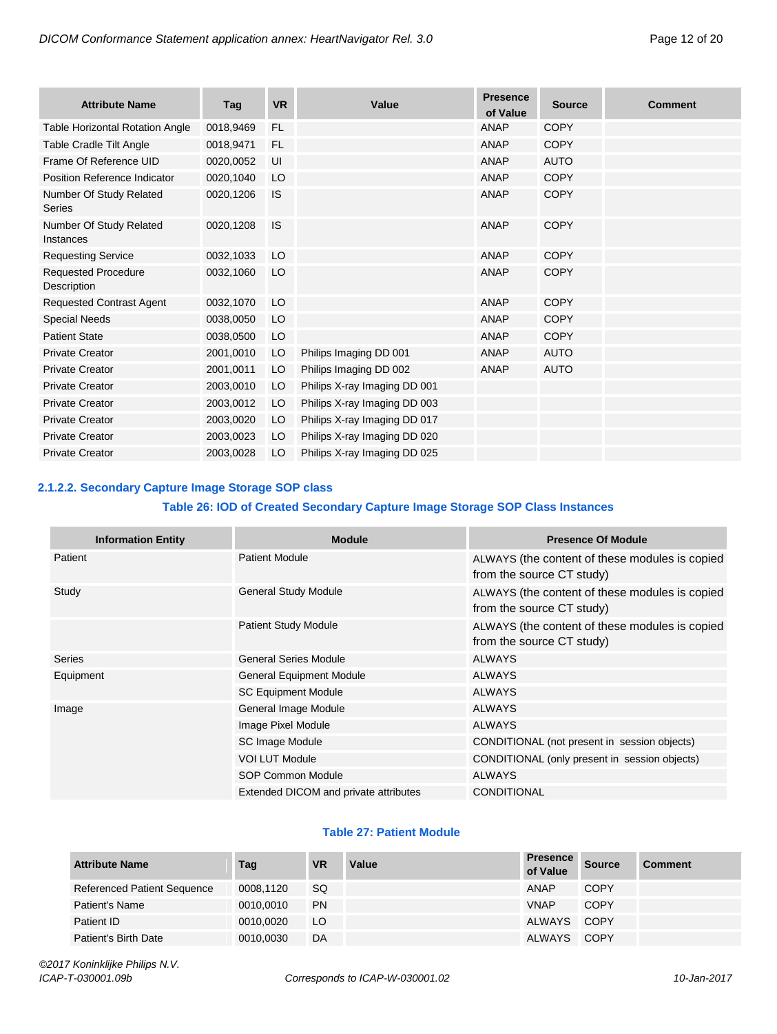| Attribute Name | Tag | VR | Value | Presence of Value | Source | Comment |
|---|---|---|---|---|---|---|
| Table Horizontal Rotation Angle | 0018,9469 | FL | | ANAP | COPY | |
| Table Cradle Tilt Angle | 0018,9471 | FL | | ANAP | COPY | |
| Frame Of Reference UID | 0020,0052 | UI | | ANAP | AUTO | |
| Position Reference Indicator | 0020,1040 | LO | | ANAP | COPY | |
| Number Of Study Related Series | 0020,1206 | IS | | ANAP | COPY | |
| Number Of Study Related Instances | 0020,1208 | IS | | ANAP | COPY | |
| Requesting Service | 0032,1033 | LO | | ANAP | COPY | |
| Requested Procedure Description | 0032,1060 | LO | | ANAP | COPY | |
| Requested Contrast Agent | 0032,1070 | LO | | ANAP | COPY | |
| Special Needs | 0038,0050 | LO | | ANAP | COPY | |
| Patient State | 0038,0500 | LO | | ANAP | COPY | |
| Private Creator | 2001,0010 | LO | Philips Imaging DD 001 | ANAP | AUTO | |
| Private Creator | 2001,0011 | LO | Philips Imaging DD 002 | ANAP | AUTO | |
| Private Creator | 2003,0010 | LO | Philips X-ray Imaging DD 001 | | | |
| Private Creator | 2003,0012 | LO | Philips X-ray Imaging DD 003 | | | |
| Private Creator | 2003,0020 | LO | Philips X-ray Imaging DD 017 | | | |
| Private Creator | 2003,0023 | LO | Philips X-ray Imaging DD 020 | | | |
| Private Creator | 2003,0028 | LO | Philips X-ray Imaging DD 025 | | | |

#### 2.1.2.2. Secondary Capture Image Storage SOP class

**Table 26: IOD of Created Secondary Capture Image Storage SOP Class Instances**

| Information Entity | Module | Presence Of Module |
|---|---|---|
| Patient | Patient Module | ALWAYS (the content of these modules is copied from the source CT study) |
| Study | General Study Module | ALWAYS (the content of these modules is copied from the source CT study) |
| | Patient Study Module | ALWAYS (the content of these modules is copied from the source CT study) |
| Series | General Series Module | ALWAYS |
| Equipment | General Equipment Module | ALWAYS |
| | SC Equipment Module | ALWAYS |
| Image | General Image Module | ALWAYS |
| | Image Pixel Module | ALWAYS |
| | SC Image Module | CONDITIONAL (not present in session objects) |
| | VOI LUT Module | CONDITIONAL (only present in session objects) |
| | SOP Common Module | ALWAYS |
| | Extended DICOM and private attributes | CONDITIONAL |

**Table 27: Patient Module**

| Attribute Name | Tag | VR | Value | Presence of Value | Source | Comment |
|---|---|---|---|---|---|---|
| Referenced Patient Sequence | 0008,1120 | SQ | | ANAP | COPY | |
| Patient's Name | 0010,0010 | PN | | VNAP | COPY | |
| Patient ID | 0010,0020 | LO | | ALWAYS | COPY | |
| Patient's Birth Date | 0010,0030 | DA | | ALWAYS | COPY | |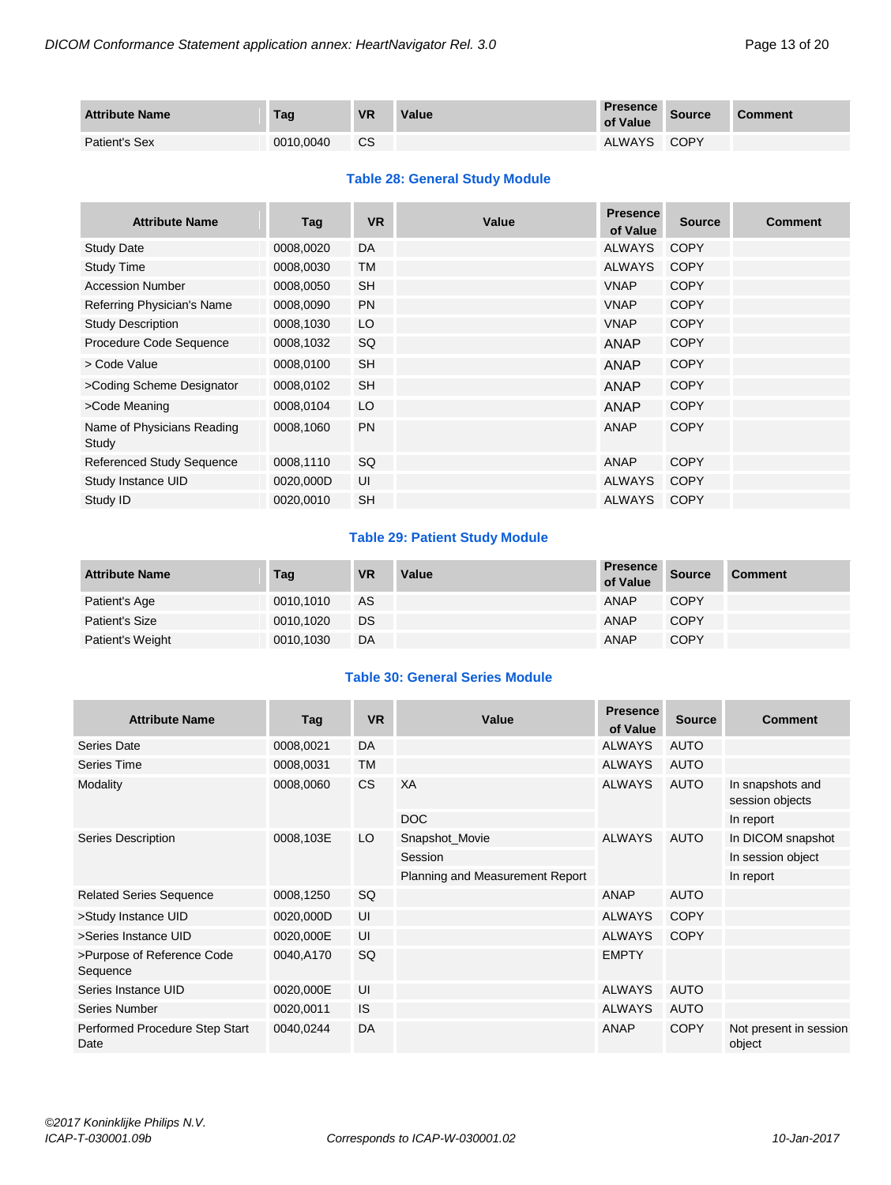| Attribute Name | Tag | VR | Value | Presence of Value | Source | Comment |
|---|---|---|---|---|---|---|
| Patient's Sex | 0010,0040 | CS | | ALWAYS | COPY | |

**Table 28: General Study Module**

| Attribute Name | Tag | VR | Value | Presence of Value | Source | Comment |
|---|---|---|---|---|---|---|
| Study Date | 0008,0020 | DA | | ALWAYS | COPY | |
| Study Time | 0008,0030 | TM | | ALWAYS | COPY | |
| Accession Number | 0008,0050 | SH | | VNAP | COPY | |
| Referring Physician's Name | 0008,0090 | PN | | VNAP | COPY | |
| Study Description | 0008,1030 | LO | | VNAP | COPY | |
| Procedure Code Sequence | 0008,1032 | SQ | | ANAP | COPY | |
| > Code Value | 0008,0100 | SH | | ANAP | COPY | |
| >Coding Scheme Designator | 0008,0102 | SH | | ANAP | COPY | |
| >Code Meaning | 0008,0104 | LO | | ANAP | COPY | |
| Name of Physicians Reading Study | 0008,1060 | PN | | ANAP | COPY | |
| Referenced Study Sequence | 0008,1110 | SQ | | ANAP | COPY | |
| Study Instance UID | 0020,000D | UI | | ALWAYS | COPY | |
| Study ID | 0020,0010 | SH | | ALWAYS | COPY | |

**Table 29: Patient Study Module**

| Attribute Name | Tag | VR | Value | Presence of Value | Source | Comment |
|---|---|---|---|---|---|---|
| Patient's Age | 0010,1010 | AS | | ANAP | COPY | |
| Patient's Size | 0010,1020 | DS | | ANAP | COPY | |
| Patient's Weight | 0010,1030 | DA | | ANAP | COPY | |

**Table 30: General Series Module**

| Attribute Name | Tag | VR | Value | Presence of Value | Source | Comment |
|---|---|---|---|---|---|---|
| Series Date | 0008,0021 | DA | | ALWAYS | AUTO | |
| Series Time | 0008,0031 | TM | | ALWAYS | AUTO | |
| Modality | 0008,0060 | CS | XA | ALWAYS | AUTO | In snapshots and session objects |
| | | | DOC | | | In report |
| Series Description | 0008,103E | LO | Snapshot_Movie | ALWAYS | AUTO | In DICOM snapshot |
| | | | Session | | | In session object |
| | | | Planning and Measurement Report | | | In report |
| Related Series Sequence | 0008,1250 | SQ | | ANAP | AUTO | |
| >Study Instance UID | 0020,000D | UI | | ALWAYS | COPY | |
| >Series Instance UID | 0020,000E | UI | | ALWAYS | COPY | |
| >Purpose of Reference Code Sequence | 0040,A170 | SQ | | EMPTY | | |
| Series Instance UID | 0020,000E | UI | | ALWAYS | AUTO | |
| Series Number | 0020,0011 | IS | | ALWAYS | AUTO | |
| Performed Procedure Step Start Date | 0040,0244 | DA | | ANAP | COPY | Not present in session object |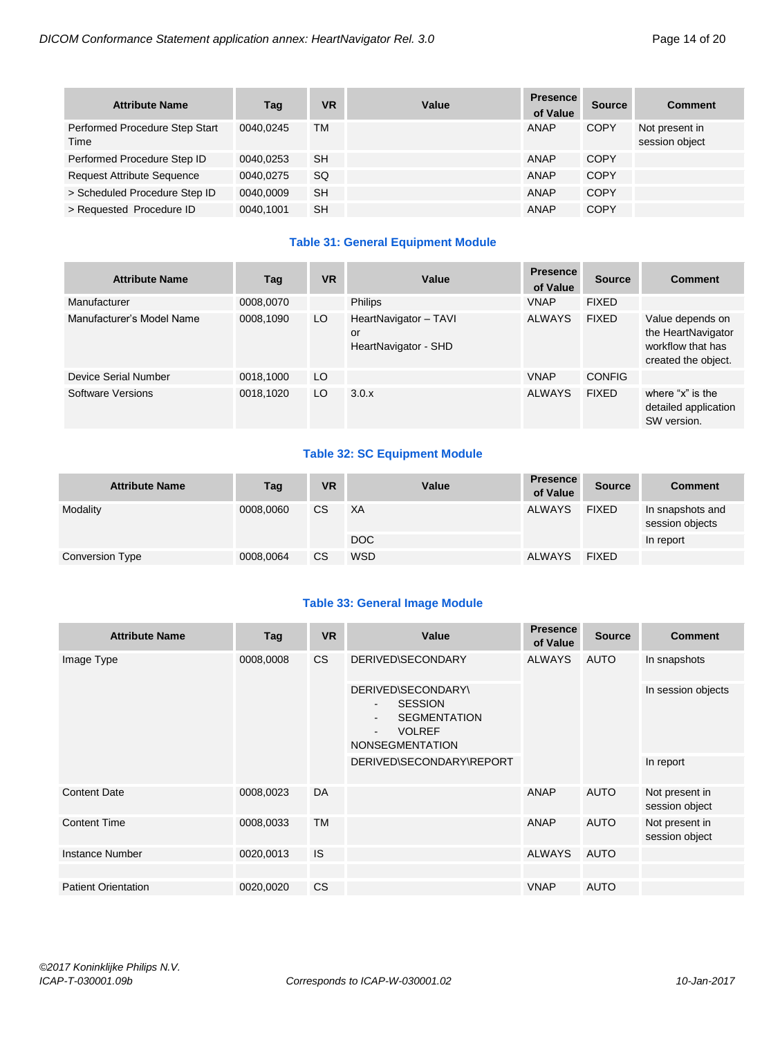| Attribute Name | Tag | VR | Value | Presence of Value | Source | Comment |
|---|---|---|---|---|---|---|
| Performed Procedure Step Start Time | 0040,0245 | TM | | ANAP | COPY | Not present in session object |
| Performed Procedure Step ID | 0040,0253 | SH | | ANAP | COPY | |
| Request Attribute Sequence | 0040,0275 | SQ | | ANAP | COPY | |
| > Scheduled Procedure Step ID | 0040,0009 | SH | | ANAP | COPY | |
| > Requested Procedure ID | 0040,1001 | SH | | ANAP | COPY | |

**Table 31: General Equipment Module**

| Attribute Name | Tag | VR | Value | Presence of Value | Source | Comment |
|---|---|---|---|---|---|---|
| Manufacturer | 0008,0070 | | Philips | VNAP | FIXED | |
| Manufacturer's Model Name | 0008,1090 | LO | HeartNavigator – TAVI or HeartNavigator - SHD | ALWAYS | FIXED | Value depends on the HeartNavigator workflow that has created the object. |
| Device Serial Number | 0018,1000 | LO | | VNAP | CONFIG | |
| Software Versions | 0018,1020 | LO | 3.0.x | ALWAYS | FIXED | where "x" is the detailed application SW version. |

**Table 32: SC Equipment Module**

| Attribute Name | Tag | VR | Value | Presence of Value | Source | Comment |
|---|---|---|---|---|---|---|
| Modality | 0008,0060 | CS | XA | ALWAYS | FIXED | In snapshots and session objects |
| | | | DOC | | | In report |
| Conversion Type | 0008,0064 | CS | WSD | ALWAYS | FIXED | |

**Table 33: General Image Module**

| Attribute Name | Tag | VR | Value | Presence of Value | Source | Comment |
|---|---|---|---|---|---|---|
| Image Type | 0008,0008 | CS | DERIVED\SECONDARY | ALWAYS | AUTO | In snapshots |
| | | | DERIVED\SECONDARY\ - SESSION - SEGMENTATION - VOLREF NONSEGMENTATION | | | In session objects |
| | | | DERIVED\SECONDARY\REPORT | | | In report |
| Content Date | 0008,0023 | DA | | ANAP | AUTO | Not present in session object |
| Content Time | 0008,0033 | TM | | ANAP | AUTO | Not present in session object |
| Instance Number | 0020,0013 | IS | | ALWAYS | AUTO | |
| | | | | | | |
| Patient Orientation | 0020,0020 | CS | | VNAP | AUTO | |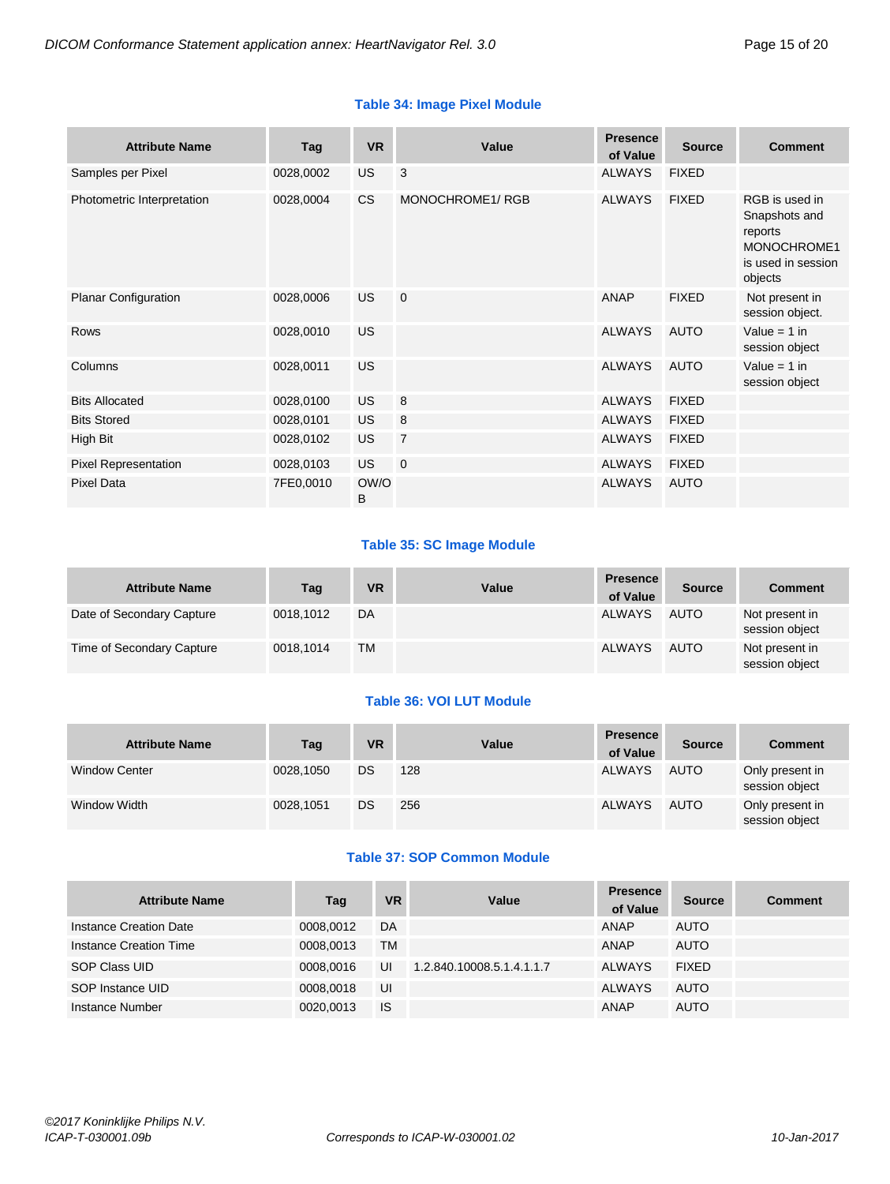**Table 34: Image Pixel Module**

| Attribute Name | Tag | VR | Value | Presence of Value | Source | Comment |
|---|---|---|---|---|---|---|
| Samples per Pixel | 0028,0002 | US | 3 | ALWAYS | FIXED | |
| Photometric Interpretation | 0028,0004 | CS | MONOCHROME1/ RGB | ALWAYS | FIXED | RGB is used in Snapshots and reports MONOCHROME1 is used in session objects |
| Planar Configuration | 0028,0006 | US | 0 | ANAP | FIXED | Not present in session object. |
| Rows | 0028,0010 | US | | ALWAYS | AUTO | Value = 1 in session object |
| Columns | 0028,0011 | US | | ALWAYS | AUTO | Value = 1 in session object |
| Bits Allocated | 0028,0100 | US | 8 | ALWAYS | FIXED | |
| Bits Stored | 0028,0101 | US | 8 | ALWAYS | FIXED | |
| High Bit | 0028,0102 | US | 7 | ALWAYS | FIXED | |
| Pixel Representation | 0028,0103 | US | 0 | ALWAYS | FIXED | |
| Pixel Data | 7FE0,0010 | OW/OB | | ALWAYS | AUTO | |

**Table 35: SC Image Module**

| Attribute Name | Tag | VR | Value | Presence of Value | Source | Comment |
|---|---|---|---|---|---|---|
| Date of Secondary Capture | 0018,1012 | DA | | ALWAYS | AUTO | Not present in session object |
| Time of Secondary Capture | 0018,1014 | TM | | ALWAYS | AUTO | Not present in session object |

**Table 36: VOI LUT Module**

| Attribute Name | Tag | VR | Value | Presence of Value | Source | Comment |
|---|---|---|---|---|---|---|
| Window Center | 0028,1050 | DS | 128 | ALWAYS | AUTO | Only present in session object |
| Window Width | 0028,1051 | DS | 256 | ALWAYS | AUTO | Only present in session object |

**Table 37: SOP Common Module**

| Attribute Name | Tag | VR | Value | Presence of Value | Source | Comment |
|---|---|---|---|---|---|---|
| Instance Creation Date | 0008,0012 | DA | | ANAP | AUTO | |
| Instance Creation Time | 0008,0013 | TM | | ANAP | AUTO | |
| SOP Class UID | 0008,0016 | UI | 1.2.840.10008.5.1.4.1.1.7 | ALWAYS | FIXED | |
| SOP Instance UID | 0008,0018 | UI | | ALWAYS | AUTO | |
| Instance Number | 0020,0013 | IS | | ANAP | AUTO | |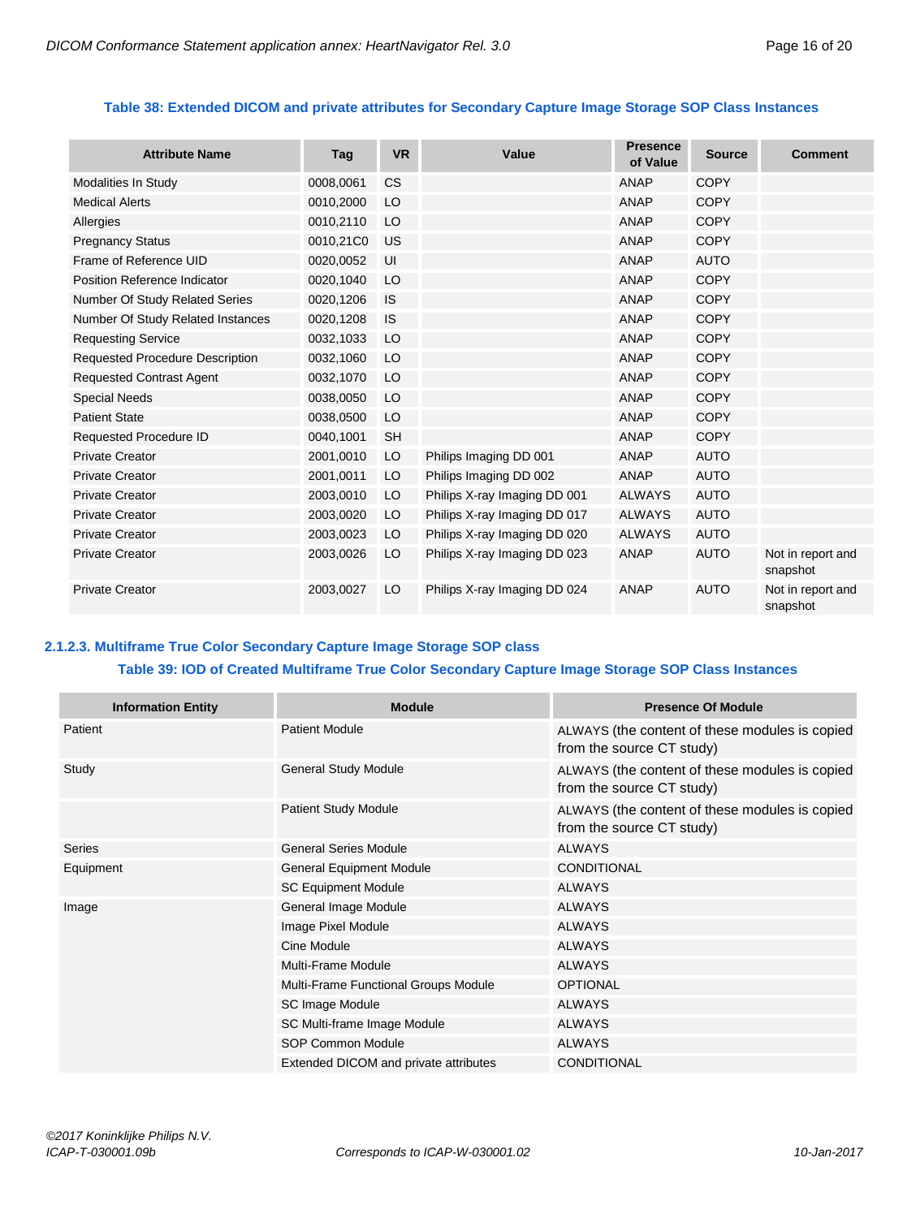**Table 38: Extended DICOM and private attributes for Secondary Capture Image Storage SOP Class Instances**

| Attribute Name | Tag | VR | Value | Presence of Value | Source | Comment |
|---|---|---|---|---|---|---|
| Modalities In Study | 0008,0061 | CS | | ANAP | COPY | |
| Medical Alerts | 0010,2000 | LO | | ANAP | COPY | |
| Allergies | 0010,2110 | LO | | ANAP | COPY | |
| Pregnancy Status | 0010,21C0 | US | | ANAP | COPY | |
| Frame of Reference UID | 0020,0052 | UI | | ANAP | AUTO | |
| Position Reference Indicator | 0020,1040 | LO | | ANAP | COPY | |
| Number Of Study Related Series | 0020,1206 | IS | | ANAP | COPY | |
| Number Of Study Related Instances | 0020,1208 | IS | | ANAP | COPY | |
| Requesting Service | 0032,1033 | LO | | ANAP | COPY | |
| Requested Procedure Description | 0032,1060 | LO | | ANAP | COPY | |
| Requested Contrast Agent | 0032,1070 | LO | | ANAP | COPY | |
| Special Needs | 0038,0050 | LO | | ANAP | COPY | |
| Patient State | 0038,0500 | LO | | ANAP | COPY | |
| Requested Procedure ID | 0040,1001 | SH | | ANAP | COPY | |
| Private Creator | 2001,0010 | LO | Philips Imaging DD 001 | ANAP | AUTO | |
| Private Creator | 2001,0011 | LO | Philips Imaging DD 002 | ANAP | AUTO | |
| Private Creator | 2003,0010 | LO | Philips X-ray Imaging DD 001 | ALWAYS | AUTO | |
| Private Creator | 2003,0020 | LO | Philips X-ray Imaging DD 017 | ALWAYS | AUTO | |
| Private Creator | 2003,0023 | LO | Philips X-ray Imaging DD 020 | ALWAYS | AUTO | |
| Private Creator | 2003,0026 | LO | Philips X-ray Imaging DD 023 | ANAP | AUTO | Not in report and snapshot |
| Private Creator | 2003,0027 | LO | Philips X-ray Imaging DD 024 | ANAP | AUTO | Not in report and snapshot |

#### 2.1.2.3. Multiframe True Color Secondary Capture Image Storage SOP class

**Table 39: IOD of Created Multiframe True Color Secondary Capture Image Storage SOP Class Instances**

| Information Entity | Module | Presence Of Module |
|---|---|---|
| Patient | Patient Module | ALWAYS (the content of these modules is copied from the source CT study) |
| Study | General Study Module | ALWAYS (the content of these modules is copied from the source CT study) |
| | Patient Study Module | ALWAYS (the content of these modules is copied from the source CT study) |
| Series | General Series Module | ALWAYS |
| Equipment | General Equipment Module | CONDITIONAL |
| | SC Equipment Module | ALWAYS |
| Image | General Image Module | ALWAYS |
| | Image Pixel Module | ALWAYS |
| | Cine Module | ALWAYS |
| | Multi-Frame Module | ALWAYS |
| | Multi-Frame Functional Groups Module | OPTIONAL |
| | SC Image Module | ALWAYS |
| | SC Multi-frame Image Module | ALWAYS |
| | SOP Common Module | ALWAYS |
| | Extended DICOM and private attributes | CONDITIONAL |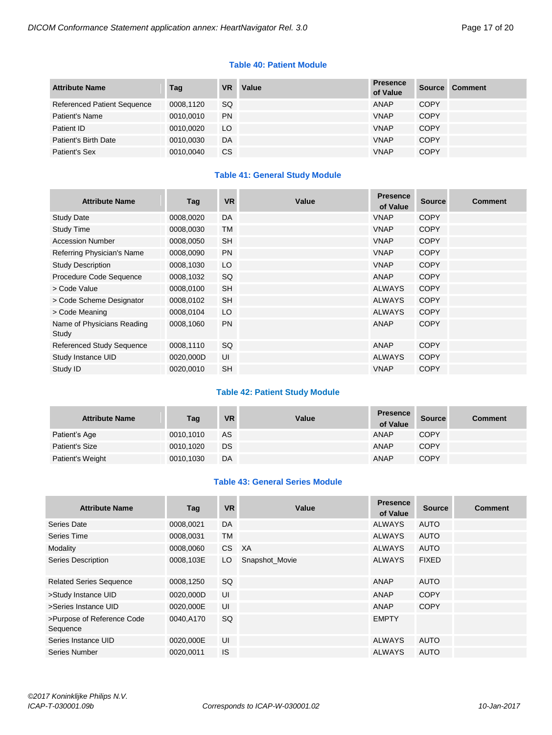**Table 40: Patient Module**

| Attribute Name | Tag | VR | Value | Presence of Value | Source | Comment |
|---|---|---|---|---|---|---|
| Referenced Patient Sequence | 0008,1120 | SQ | | ANAP | COPY | |
| Patient's Name | 0010,0010 | PN | | VNAP | COPY | |
| Patient ID | 0010,0020 | LO | | VNAP | COPY | |
| Patient's Birth Date | 0010,0030 | DA | | VNAP | COPY | |
| Patient's Sex | 0010,0040 | CS | | VNAP | COPY | |

**Table 41: General Study Module**

| Attribute Name | Tag | VR | Value | Presence of Value | Source | Comment |
|---|---|---|---|---|---|---|
| Study Date | 0008,0020 | DA | | VNAP | COPY | |
| Study Time | 0008,0030 | TM | | VNAP | COPY | |
| Accession Number | 0008,0050 | SH | | VNAP | COPY | |
| Referring Physician's Name | 0008,0090 | PN | | VNAP | COPY | |
| Study Description | 0008,1030 | LO | | VNAP | COPY | |
| Procedure Code Sequence | 0008,1032 | SQ | | ANAP | COPY | |
| > Code Value | 0008,0100 | SH | | ALWAYS | COPY | |
| > Code Scheme Designator | 0008,0102 | SH | | ALWAYS | COPY | |
| > Code Meaning | 0008,0104 | LO | | ALWAYS | COPY | |
| Name of Physicians Reading Study | 0008,1060 | PN | | ANAP | COPY | |
| Referenced Study Sequence | 0008,1110 | SQ | | ANAP | COPY | |
| Study Instance UID | 0020,000D | UI | | ALWAYS | COPY | |
| Study ID | 0020,0010 | SH | | VNAP | COPY | |

**Table 42: Patient Study Module**

| Attribute Name | Tag | VR | Value | Presence of Value | Source | Comment |
|---|---|---|---|---|---|---|
| Patient's Age | 0010,1010 | AS | | ANAP | COPY | |
| Patient's Size | 0010,1020 | DS | | ANAP | COPY | |
| Patient's Weight | 0010,1030 | DA | | ANAP | COPY | |

**Table 43: General Series Module**

| Attribute Name | Tag | VR | Value | Presence of Value | Source | Comment |
|---|---|---|---|---|---|---|
| Series Date | 0008,0021 | DA | | ALWAYS | AUTO | |
| Series Time | 0008,0031 | TM | | ALWAYS | AUTO | |
| Modality | 0008,0060 | CS | XA | ALWAYS | AUTO | |
| Series Description | 0008,103E | LO | Snapshot_Movie | ALWAYS | FIXED | |
| Related Series Sequence | 0008,1250 | SQ | | ANAP | AUTO | |
| >Study Instance UID | 0020,000D | UI | | ANAP | COPY | |
| >Series Instance UID | 0020,000E | UI | | ANAP | COPY | |
| >Purpose of Reference Code Sequence | 0040,A170 | SQ | | EMPTY | | |
| Series Instance UID | 0020,000E | UI | | ALWAYS | AUTO | |
| Series Number | 0020,0011 | IS | | ALWAYS | AUTO | |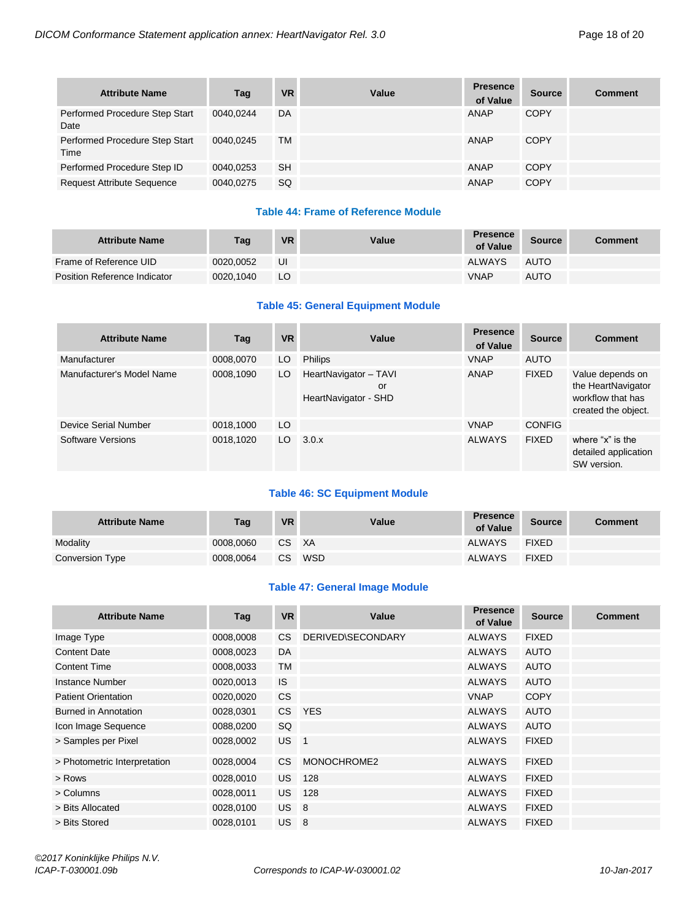| Attribute Name | Tag | VR | Value | Presence of Value | Source | Comment |
|---|---|---|---|---|---|---|
| Performed Procedure Step Start Date | 0040,0244 | DA | | ANAP | COPY | |
| Performed Procedure Step Start Time | 0040,0245 | TM | | ANAP | COPY | |
| Performed Procedure Step ID | 0040,0253 | SH | | ANAP | COPY | |
| Request Attribute Sequence | 0040,0275 | SQ | | ANAP | COPY | |

**Table 44: Frame of Reference Module**

| Attribute Name | Tag | VR | Value | Presence of Value | Source | Comment |
|---|---|---|---|---|---|---|
| Frame of Reference UID | 0020,0052 | UI | | ALWAYS | AUTO | |
| Position Reference Indicator | 0020,1040 | LO | | VNAP | AUTO | |

**Table 45: General Equipment Module**

| Attribute Name | Tag | VR | Value | Presence of Value | Source | Comment |
|---|---|---|---|---|---|---|
| Manufacturer | 0008,0070 | LO | Philips | VNAP | AUTO | |
| Manufacturer's Model Name | 0008,1090 | LO | HeartNavigator – TAVI or HeartNavigator - SHD | ANAP | FIXED | Value depends on the HeartNavigator workflow that has created the object. |
| Device Serial Number | 0018,1000 | LO | | VNAP | CONFIG | |
| Software Versions | 0018,1020 | LO | 3.0.x | ALWAYS | FIXED | where “x” is the detailed application SW version. |

**Table 46: SC Equipment Module**

| Attribute Name | Tag | VR | Value | Presence of Value | Source | Comment |
|---|---|---|---|---|---|---|
| Modality | 0008,0060 | CS | XA | ALWAYS | FIXED | |
| Conversion Type | 0008,0064 | CS | WSD | ALWAYS | FIXED | |

**Table 47: General Image Module**

| Attribute Name | Tag | VR | Value | Presence of Value | Source | Comment |
|---|---|---|---|---|---|---|
| Image Type | 0008,0008 | CS | DERIVED\SECONDARY | ALWAYS | FIXED | |
| Content Date | 0008,0023 | DA | | ALWAYS | AUTO | |
| Content Time | 0008,0033 | TM | | ALWAYS | AUTO | |
| Instance Number | 0020,0013 | IS | | ALWAYS | AUTO | |
| Patient Orientation | 0020,0020 | CS | | VNAP | COPY | |
| Burned in Annotation | 0028,0301 | CS | YES | ALWAYS | AUTO | |
| Icon Image Sequence | 0088,0200 | SQ | | ALWAYS | AUTO | |
| > Samples per Pixel | 0028,0002 | US | 1 | ALWAYS | FIXED | |
| > Photometric Interpretation | 0028,0004 | CS | MONOCHROME2 | ALWAYS | FIXED | |
| > Rows | 0028,0010 | US | 128 | ALWAYS | FIXED | |
| > Columns | 0028,0011 | US | 128 | ALWAYS | FIXED | |
| > Bits Allocated | 0028,0100 | US | 8 | ALWAYS | FIXED | |
| > Bits Stored | 0028,0101 | US | 8 | ALWAYS | FIXED | |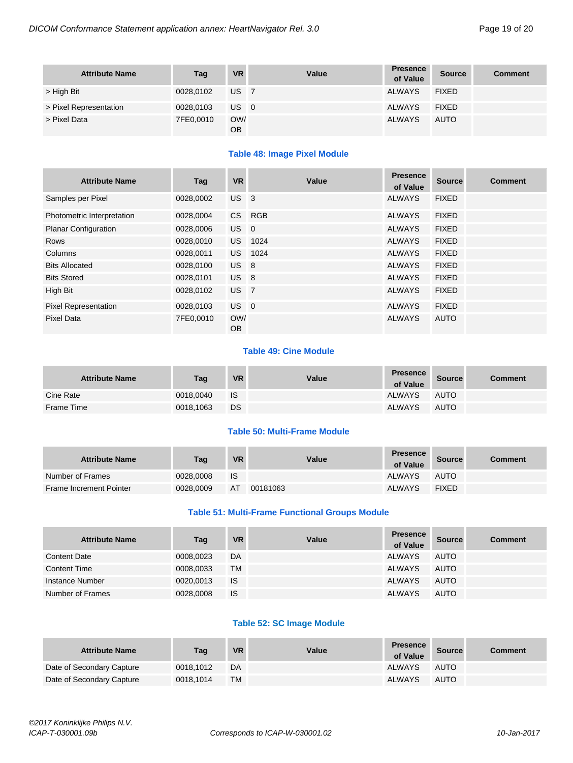| Attribute Name | Tag | VR | Value | Presence of Value | Source | Comment |
|---|---|---|---|---|---|---|
| > High Bit | 0028,0102 | US | 7 | ALWAYS | FIXED | |
| > Pixel Representation | 0028,0103 | US | 0 | ALWAYS | FIXED | |
| > Pixel Data | 7FE0,0010 | OW/ OB | | ALWAYS | AUTO | |

**Table 48: Image Pixel Module**

| Attribute Name | Tag | VR | Value | Presence of Value | Source | Comment |
|---|---|---|---|---|---|---|
| Samples per Pixel | 0028,0002 | US | 3 | ALWAYS | FIXED | |
| Photometric Interpretation | 0028,0004 | CS | RGB | ALWAYS | FIXED | |
| Planar Configuration | 0028,0006 | US | 0 | ALWAYS | FIXED | |
| Rows | 0028,0010 | US | 1024 | ALWAYS | FIXED | |
| Columns | 0028,0011 | US | 1024 | ALWAYS | FIXED | |
| Bits Allocated | 0028,0100 | US | 8 | ALWAYS | FIXED | |
| Bits Stored | 0028,0101 | US | 8 | ALWAYS | FIXED | |
| High Bit | 0028,0102 | US | 7 | ALWAYS | FIXED | |
| Pixel Representation | 0028,0103 | US | 0 | ALWAYS | FIXED | |
| Pixel Data | 7FE0,0010 | OW/ OB | | ALWAYS | AUTO | |

**Table 49: Cine Module**

| Attribute Name | Tag | VR | Value | Presence of Value | Source | Comment |
|---|---|---|---|---|---|---|
| Cine Rate | 0018,0040 | IS | | ALWAYS | AUTO | |
| Frame Time | 0018,1063 | DS | | ALWAYS | AUTO | |

**Table 50: Multi-Frame Module**

| Attribute Name | Tag | VR | Value | Presence of Value | Source | Comment |
|---|---|---|---|---|---|---|
| Number of Frames | 0028,0008 | IS | | ALWAYS | AUTO | |
| Frame Increment Pointer | 0028,0009 | AT | 00181063 | ALWAYS | FIXED | |

**Table 51: Multi-Frame Functional Groups Module**

| Attribute Name | Tag | VR | Value | Presence of Value | Source | Comment |
|---|---|---|---|---|---|---|
| Content Date | 0008,0023 | DA | | ALWAYS | AUTO | |
| Content Time | 0008,0033 | TM | | ALWAYS | AUTO | |
| Instance Number | 0020,0013 | IS | | ALWAYS | AUTO | |
| Number of Frames | 0028,0008 | IS | | ALWAYS | AUTO | |

**Table 52: SC Image Module**

| Attribute Name | Tag | VR | Value | Presence of Value | Source | Comment |
|---|---|---|---|---|---|---|
| Date of Secondary Capture | 0018,1012 | DA | | ALWAYS | AUTO | |
| Date of Secondary Capture | 0018,1014 | TM | | ALWAYS | AUTO | |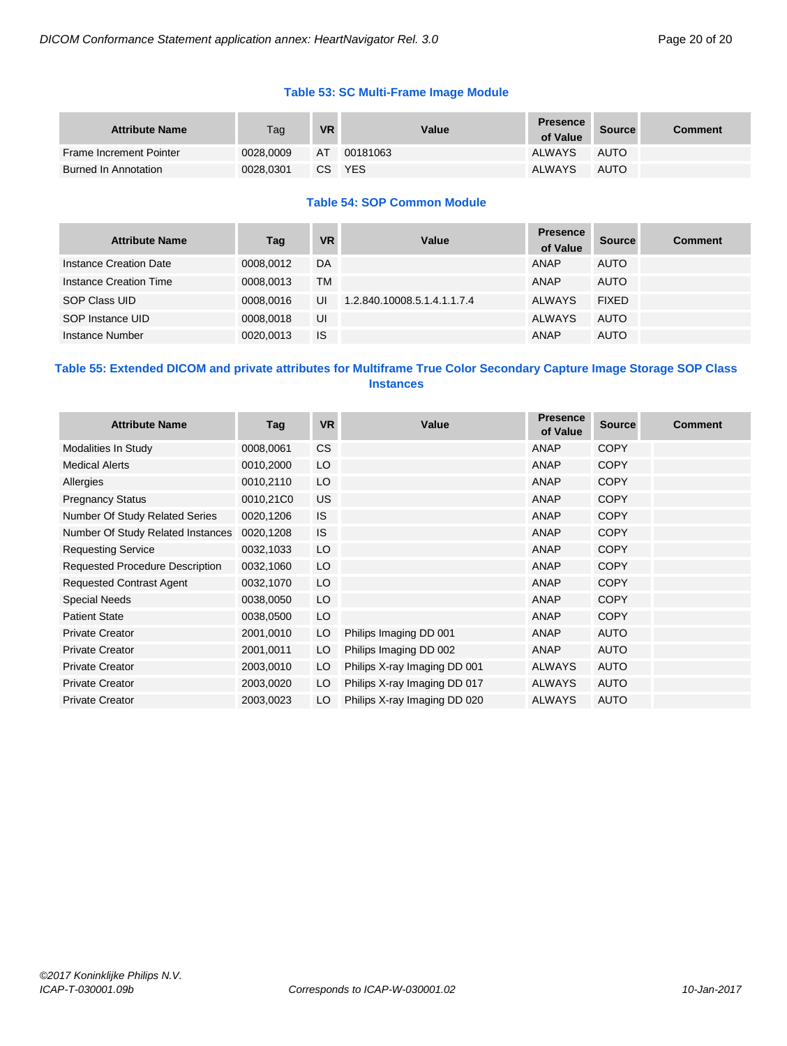**Table 53: SC Multi-Frame Image Module**

| Attribute Name | Tag | VR | Value | Presence of Value | Source | Comment |
|---|---|---|---|---|---|---|
| Frame Increment Pointer | 0028,0009 | AT | 00181063 | ALWAYS | AUTO | |
| Burned In Annotation | 0028,0301 | CS | YES | ALWAYS | AUTO | |

**Table 54: SOP Common Module**

| Attribute Name | Tag | VR | Value | Presence of Value | Source | Comment |
|---|---|---|---|---|---|---|
| Instance Creation Date | 0008,0012 | DA | | ANAP | AUTO | |
| Instance Creation Time | 0008,0013 | TM | | ANAP | AUTO | |
| SOP Class UID | 0008,0016 | UI | 1.2.840.10008.5.1.4.1.1.7.4 | ALWAYS | FIXED | |
| SOP Instance UID | 0008,0018 | UI | | ALWAYS | AUTO | |
| Instance Number | 0020,0013 | IS | | ANAP | AUTO | |

**Table 55: Extended DICOM and private attributes for Multiframe True Color Secondary Capture Image Storage SOP Class Instances**

| Attribute Name | Tag | VR | Value | Presence of Value | Source | Comment |
|---|---|---|---|---|---|---|
| Modalities In Study | 0008,0061 | CS | | ANAP | COPY | |
| Medical Alerts | 0010,2000 | LO | | ANAP | COPY | |
| Allergies | 0010,2110 | LO | | ANAP | COPY | |
| Pregnancy Status | 0010,21C0 | US | | ANAP | COPY | |
| Number Of Study Related Series | 0020,1206 | IS | | ANAP | COPY | |
| Number Of Study Related Instances | 0020,1208 | IS | | ANAP | COPY | |
| Requesting Service | 0032,1033 | LO | | ANAP | COPY | |
| Requested Procedure Description | 0032,1060 | LO | | ANAP | COPY | |
| Requested Contrast Agent | 0032,1070 | LO | | ANAP | COPY | |
| Special Needs | 0038,0050 | LO | | ANAP | COPY | |
| Patient State | 0038,0500 | LO | | ANAP | COPY | |
| Private Creator | 2001,0010 | LO | Philips Imaging DD 001 | ANAP | AUTO | |
| Private Creator | 2001,0011 | LO | Philips Imaging DD 002 | ANAP | AUTO | |
| Private Creator | 2003,0010 | LO | Philips X-ray Imaging DD 001 | ALWAYS | AUTO | |
| Private Creator | 2003,0020 | LO | Philips X-ray Imaging DD 017 | ALWAYS | AUTO | |
| Private Creator | 2003,0023 | LO | Philips X-ray Imaging DD 020 | ALWAYS | AUTO | |